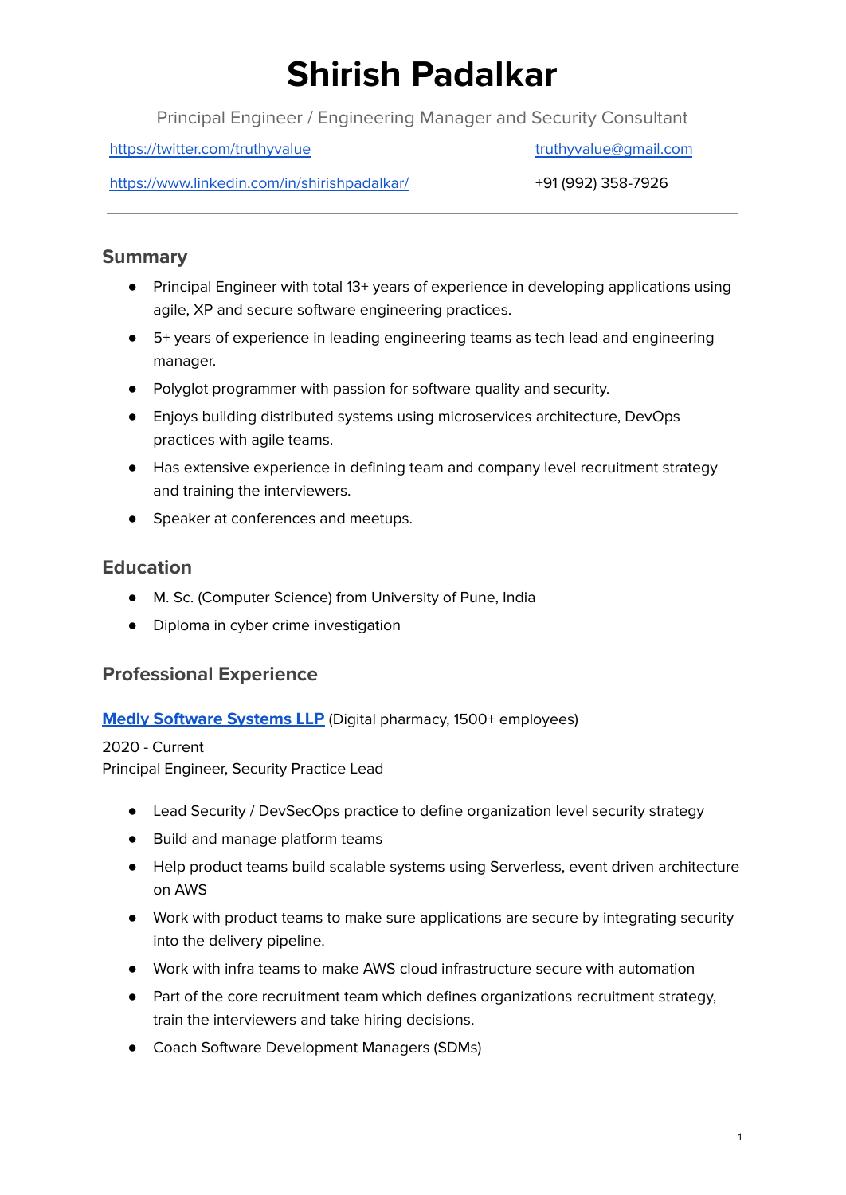# Shirish Padalkar

Principal Engineer / Engineering Manager and Security Consultant

https://twitter.com/truthyvalue
truthyvalue@gmail.com
https://www.linkedin.com/in/shirishpadalkar/
+91 (992) 358-7926

---

## Summary

- Principal Engineer with total 13+ years of experience in developing applications using agile, XP and secure software engineering practices.
- 5+ years of experience in leading engineering teams as tech lead and engineering manager.
- Polyglot programmer with passion for software quality and security.
- Enjoys building distributed systems using microservices architecture, DevOps practices with agile teams.
- Has extensive experience in defining team and company level recruitment strategy and training the interviewers.
- Speaker at conferences and meetups.

## Education

- M. Sc. (Computer Science) from University of Pune, India
- Diploma in cyber crime investigation

## Professional Experience

**Medly Software Systems LLP** (Digital pharmacy, 1500+ employees)

2020 - Current
Principal Engineer, Security Practice Lead

- Lead Security / DevSecOps practice to define organization level security strategy
- Build and manage platform teams
- Help product teams build scalable systems using Serverless, event driven architecture on AWS
- Work with product teams to make sure applications are secure by integrating security into the delivery pipeline.
- Work with infra teams to make AWS cloud infrastructure secure with automation
- Part of the core recruitment team which defines organizations recruitment strategy, train the interviewers and take hiring decisions.
- Coach Software Development Managers (SDMs)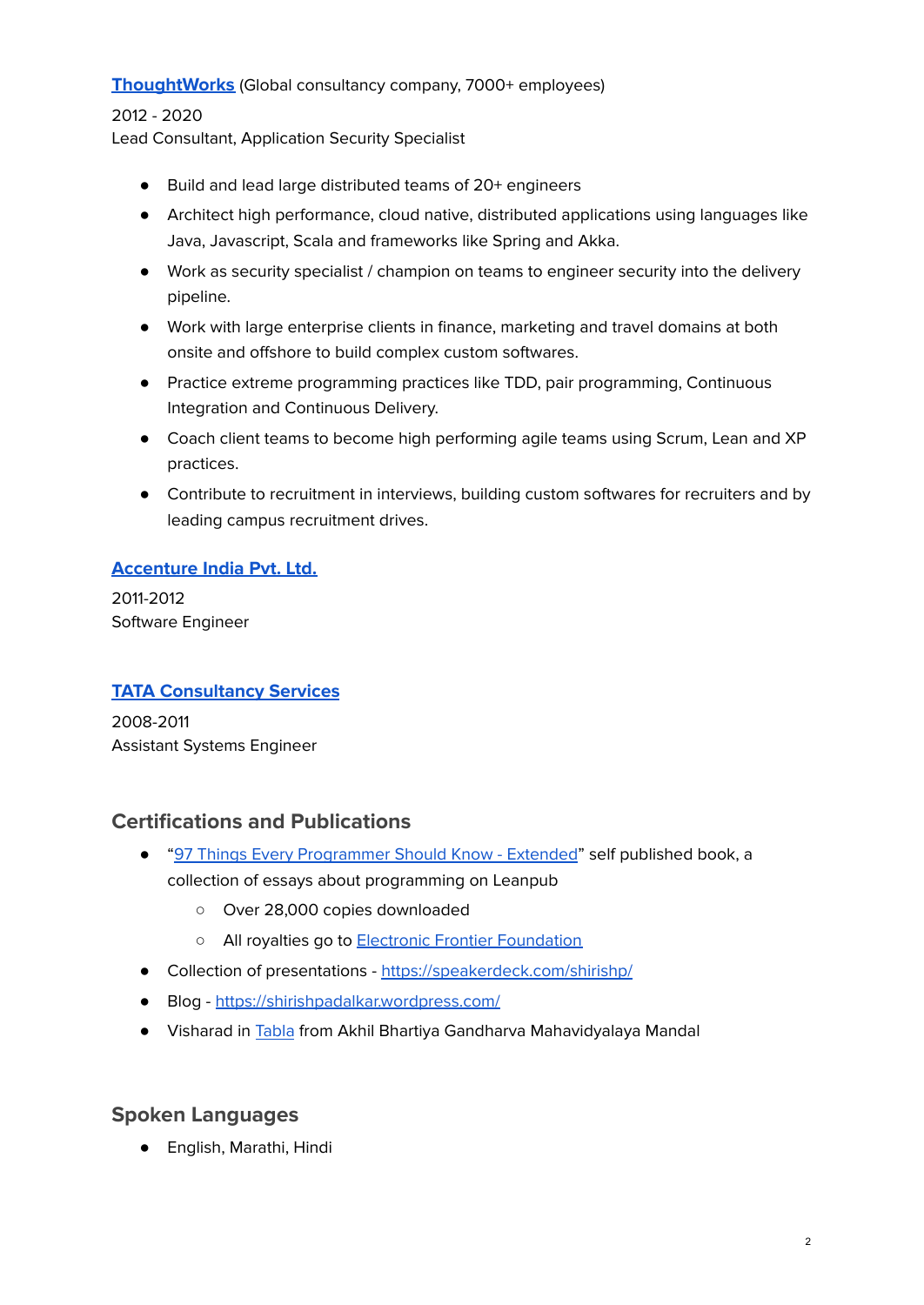[ThoughtWorks](#) (Global consultancy company, 7000+ employees)

2012 - 2020
Lead Consultant, Application Security Specialist

- Build and lead large distributed teams of 20+ engineers
- Architect high performance, cloud native, distributed applications using languages like Java, Javascript, Scala and frameworks like Spring and Akka.
- Work as security specialist / champion on teams to engineer security into the delivery pipeline.
- Work with large enterprise clients in finance, marketing and travel domains at both onsite and offshore to build complex custom softwares.
- Practice extreme programming practices like TDD, pair programming, Continuous Integration and Continuous Delivery.
- Coach client teams to become high performing agile teams using Scrum, Lean and XP practices.
- Contribute to recruitment in interviews, building custom softwares for recruiters and by leading campus recruitment drives.

**Accenture India Pvt. Ltd.**

2011-2012
Software Engineer

**TATA Consultancy Services**

2008-2011
Assistant Systems Engineer

## Certifications and Publications

- "97 Things Every Programmer Should Know - Extended" self published book, a collection of essays about programming on Leanpub
  - Over 28,000 copies downloaded
  - All royalties go to Electronic Frontier Foundation
- Collection of presentations - https://speakerdeck.com/shirishp/
- Blog - https://shirishpadalkar.wordpress.com/
- Visharad in Tabla from Akhil Bhartiya Gandharva Mahavidyalaya Mandal

## Spoken Languages

- English, Marathi, Hindi